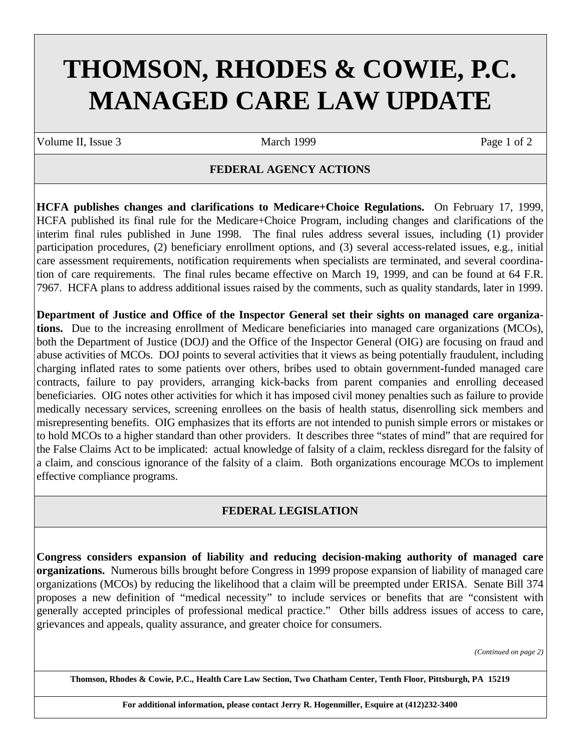# THOMSON, RHODES & COWIE, P.C.
# MANAGED CARE LAW UPDATE

Volume II, Issue 3 — March 1999

## FEDERAL AGENCY ACTIONS

**HCFA publishes changes and clarifications to Medicare+Choice Regulations.** On February 17, 1999, HCFA published its final rule for the Medicare+Choice Program, including changes and clarifications of the interim final rules published in June 1998. The final rules address several issues, including (1) provider participation procedures, (2) beneficiary enrollment options, and (3) several access-related issues, e.g., initial care assessment requirements, notification requirements when specialists are terminated, and several coordination of care requirements. The final rules became effective on March 19, 1999, and can be found at 64 F.R. 7967. HCFA plans to address additional issues raised by the comments, such as quality standards, later in 1999.

**Department of Justice and Office of the Inspector General set their sights on managed care organizations.** Due to the increasing enrollment of Medicare beneficiaries into managed care organizations (MCOs), both the Department of Justice (DOJ) and the Office of the Inspector General (OIG) are focusing on fraud and abuse activities of MCOs. DOJ points to several activities that it views as being potentially fraudulent, including charging inflated rates to some patients over others, bribes used to obtain government-funded managed care contracts, failure to pay providers, arranging kick-backs from parent companies and enrolling deceased beneficiaries. OIG notes other activities for which it has imposed civil money penalties such as failure to provide medically necessary services, screening enrollees on the basis of health status, disenrolling sick members and misrepresenting benefits. OIG emphasizes that its efforts are not intended to punish simple errors or mistakes or to hold MCOs to a higher standard than other providers. It describes three "states of mind" that are required for the False Claims Act to be implicated: actual knowledge of falsity of a claim, reckless disregard for the falsity of a claim, and conscious ignorance of the falsity of a claim. Both organizations encourage MCOs to implement effective compliance programs.

## FEDERAL LEGISLATION

**Congress considers expansion of liability and reducing decision-making authority of managed care organizations.** Numerous bills brought before Congress in 1999 propose expansion of liability of managed care organizations (MCOs) by reducing the likelihood that a claim will be preempted under ERISA. Senate Bill 374 proposes a new definition of "medical necessity" to include services or benefits that are "consistent with generally accepted principles of professional medical practice." Other bills address issues of access to care, grievances and appeals, quality assurance, and greater choice for consumers.

*(Continued on page 2)*

**Thomson, Rhodes & Cowie, P.C., Health Care Law Section, Two Chatham Center, Tenth Floor, Pittsburgh, PA 15219**

**For additional information, please contact Jerry R. Hogenmiller, Esquire at (412)232-3400**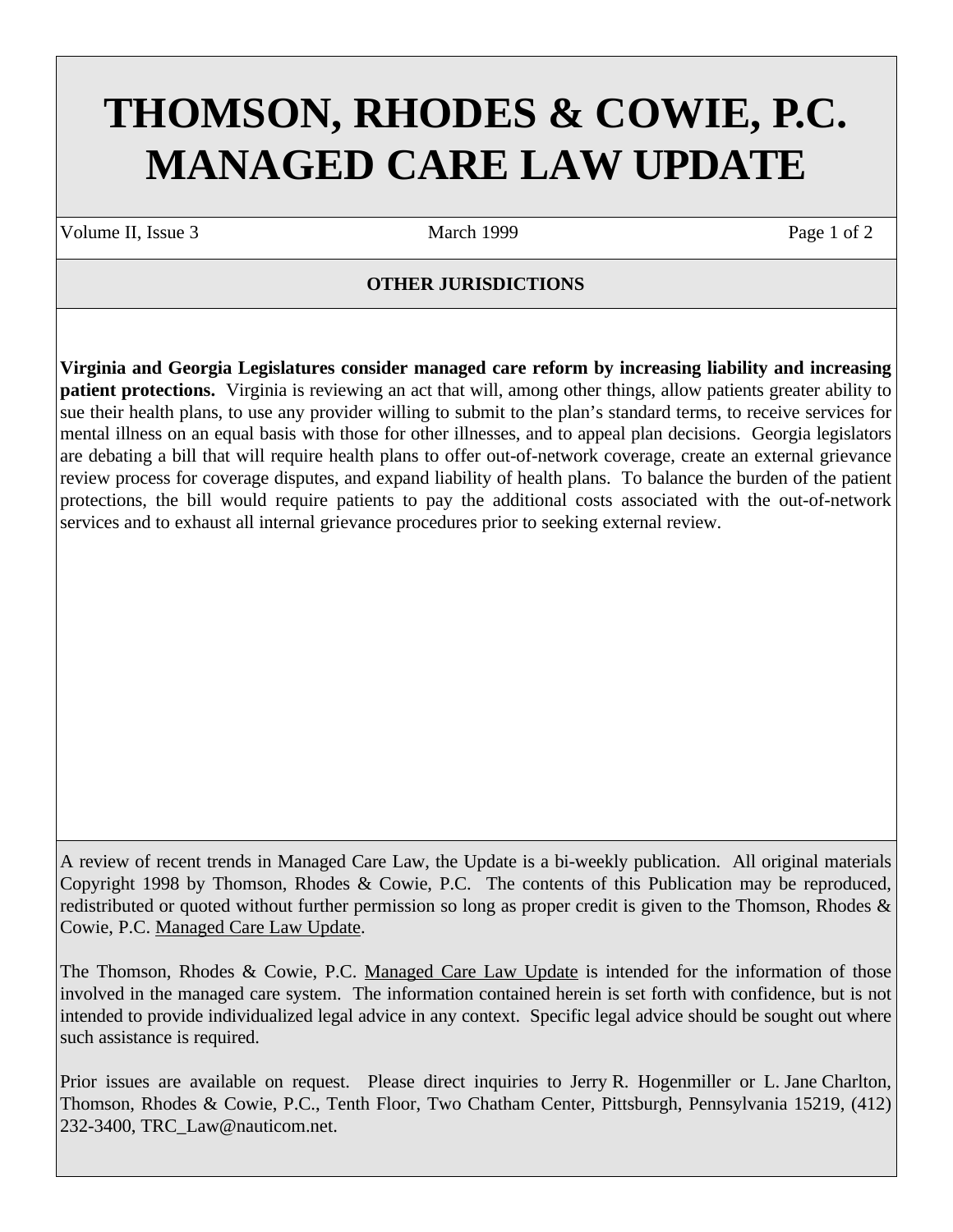# THOMSON, RHODES & COWIE, P.C. MANAGED CARE LAW UPDATE

Volume II, Issue 3 | March 1999

## OTHER JURISDICTIONS

**Virginia and Georgia Legislatures consider managed care reform by increasing liability and increasing patient protections.** Virginia is reviewing an act that will, among other things, allow patients greater ability to sue their health plans, to use any provider willing to submit to the plan's standard terms, to receive services for mental illness on an equal basis with those for other illnesses, and to appeal plan decisions. Georgia legislators are debating a bill that will require health plans to offer out-of-network coverage, create an external grievance review process for coverage disputes, and expand liability of health plans. To balance the burden of the patient protections, the bill would require patients to pay the additional costs associated with the out-of-network services and to exhaust all internal grievance procedures prior to seeking external review.

A review of recent trends in Managed Care Law, the Update is a bi-weekly publication. All original materials Copyright 1998 by Thomson, Rhodes & Cowie, P.C. The contents of this Publication may be reproduced, redistributed or quoted without further permission so long as proper credit is given to the Thomson, Rhodes & Cowie, P.C. Managed Care Law Update.

The Thomson, Rhodes & Cowie, P.C. Managed Care Law Update is intended for the information of those involved in the managed care system. The information contained herein is set forth with confidence, but is not intended to provide individualized legal advice in any context. Specific legal advice should be sought out where such assistance is required.

Prior issues are available on request. Please direct inquiries to Jerry R. Hogenmiller or L. Jane Charlton, Thomson, Rhodes & Cowie, P.C., Tenth Floor, Two Chatham Center, Pittsburgh, Pennsylvania 15219, (412) 232-3400, TRC_Law@nauticom.net.